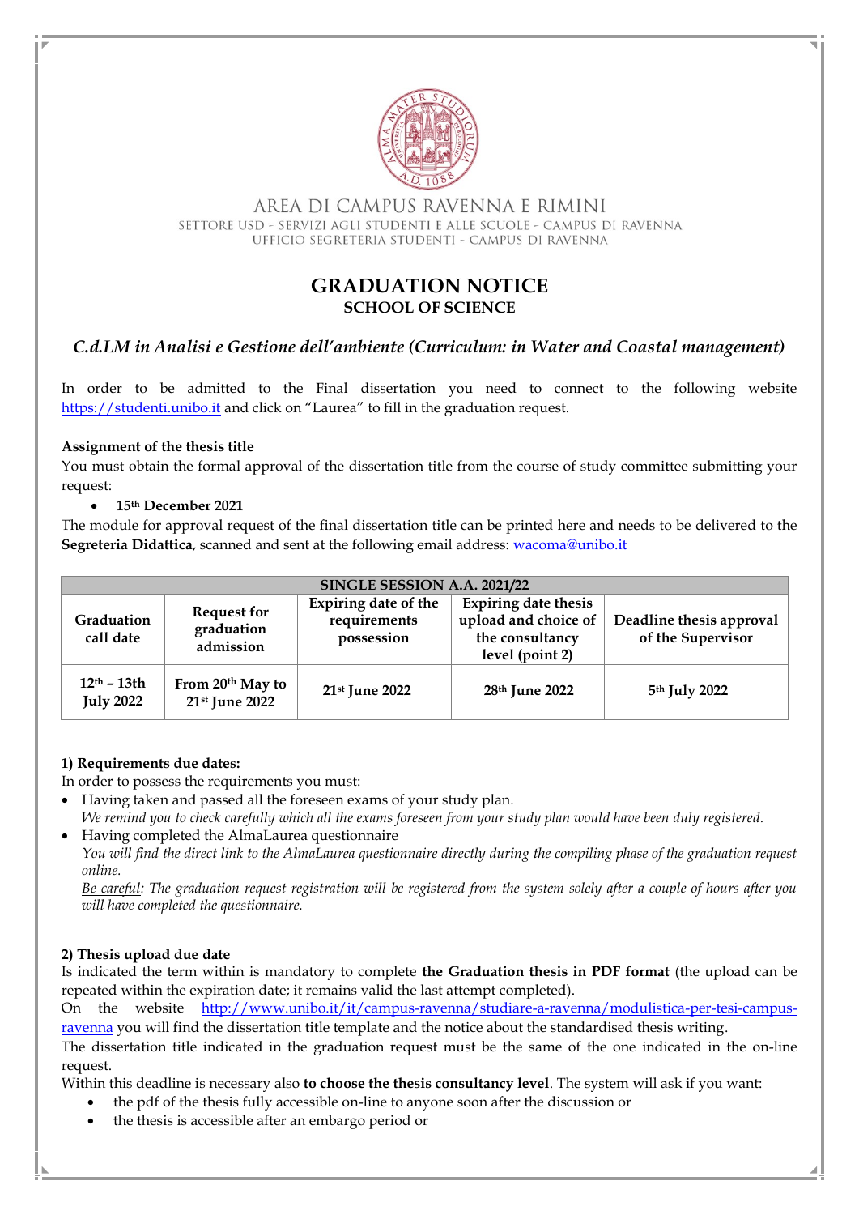AREA DI CAMPUS RAVENNA E RIMINI
SETTORE USD - SERVIZI AGLI STUDENTI E ALLE SCUOLE - CAMPUS DI RAVENNA
UFFICIO SEGRETERIA STUDENTI - CAMPUS DI RAVENNA

# GRADUATION NOTICE
## SCHOOL OF SCIENCE

### *C.d.LM in Analisi e Gestione dell'ambiente (Curriculum: in Water and Coastal management)*

In order to be admitted to the Final dissertation you need to connect to the following website https://studenti.unibo.it and click on "Laurea" to fill in the graduation request.

**Assignment of the thesis title**
You must obtain the formal approval of the dissertation title from the course of study committee submitting your request:

- **15th December 2021**

The module for approval request of the final dissertation title can be printed here and needs to be delivered to the **Segreteria Didattica**, scanned and sent at the following email address: wacoma@unibo.it

| SINGLE SESSION A.A. 2021/22 | | | | |
|---|---|---|---|---|
| **Graduation call date** | **Request for graduation admission** | **Expiring date of the requirements possession** | **Expiring date thesis upload and choice of the consultancy level (point 2)** | **Deadline thesis approval of the Supervisor** |
| **12th – 13th July 2022** | **From 20th May to 21st June 2022** | **21st June 2022** | **28th June 2022** | **5th July 2022** |

**1) Requirements due dates:**
In order to possess the requirements you must:

- Having taken and passed all the foreseen exams of your study plan.
  *We remind you to check carefully which all the exams foreseen from your study plan would have been duly registered.*
- Having completed the AlmaLaurea questionnaire
  *You will find the direct link to the AlmaLaurea questionnaire directly during the compiling phase of the graduation request online.*
  *Be careful: The graduation request registration will be registered from the system solely after a couple of hours after you will have completed the questionnaire.*

**2) Thesis upload due date**
Is indicated the term within is mandatory to complete **the Graduation thesis in PDF format** (the upload can be repeated within the expiration date; it remains valid the last attempt completed).
On the website http://www.unibo.it/it/campus-ravenna/studiare-a-ravenna/modulistica-per-tesi-campus-ravenna you will find the dissertation title template and the notice about the standardised thesis writing.
The dissertation title indicated in the graduation request must be the same of the one indicated in the on-line request.
Within this deadline is necessary also **to choose the thesis consultancy level**. The system will ask if you want:

- the pdf of the thesis fully accessible on-line to anyone soon after the discussion or
- the thesis is accessible after an embargo period or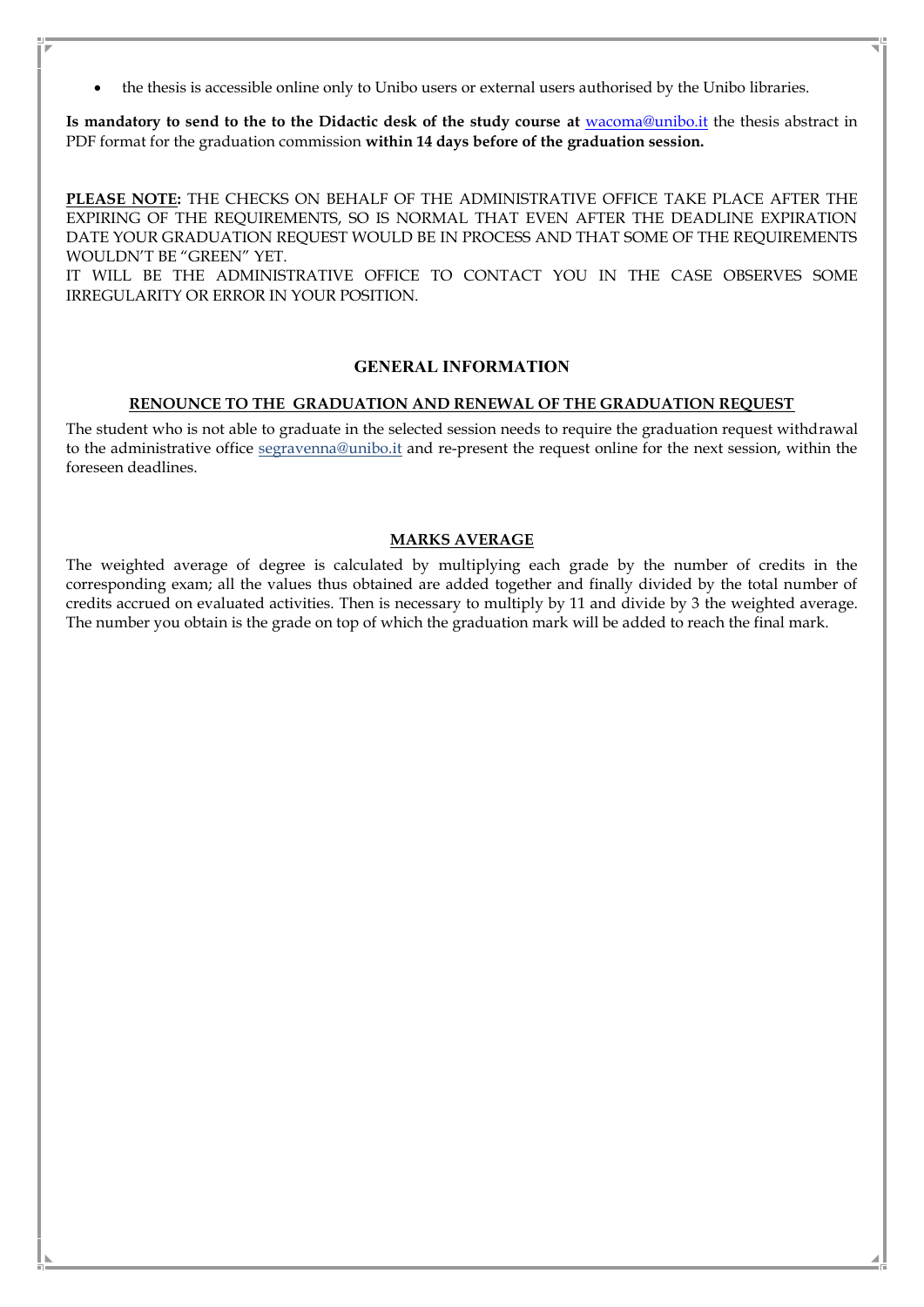- the thesis is accessible online only to Unibo users or external users authorised by the Unibo libraries.

**Is mandatory to send to the to the Didactic desk of the study course at** wacoma@unibo.it the thesis abstract in PDF format for the graduation commission **within 14 days before of the graduation session.**

**PLEASE NOTE:** THE CHECKS ON BEHALF OF THE ADMINISTRATIVE OFFICE TAKE PLACE AFTER THE EXPIRING OF THE REQUIREMENTS, SO IS NORMAL THAT EVEN AFTER THE DEADLINE EXPIRATION DATE YOUR GRADUATION REQUEST WOULD BE IN PROCESS AND THAT SOME OF THE REQUIREMENTS WOULDN'T BE "GREEN" YET.
IT WILL BE THE ADMINISTRATIVE OFFICE TO CONTACT YOU IN THE CASE OBSERVES SOME IRREGULARITY OR ERROR IN YOUR POSITION.

## GENERAL INFORMATION

### RENOUNCE TO THE GRADUATION AND RENEWAL OF THE GRADUATION REQUEST

The student who is not able to graduate in the selected session needs to require the graduation request withdrawal to the administrative office segravenna@unibo.it and re-present the request online for the next session, within the foreseen deadlines.

### MARKS AVERAGE

The weighted average of degree is calculated by multiplying each grade by the number of credits in the corresponding exam; all the values thus obtained are added together and finally divided by the total number of credits accrued on evaluated activities. Then is necessary to multiply by 11 and divide by 3 the weighted average. The number you obtain is the grade on top of which the graduation mark will be added to reach the final mark.